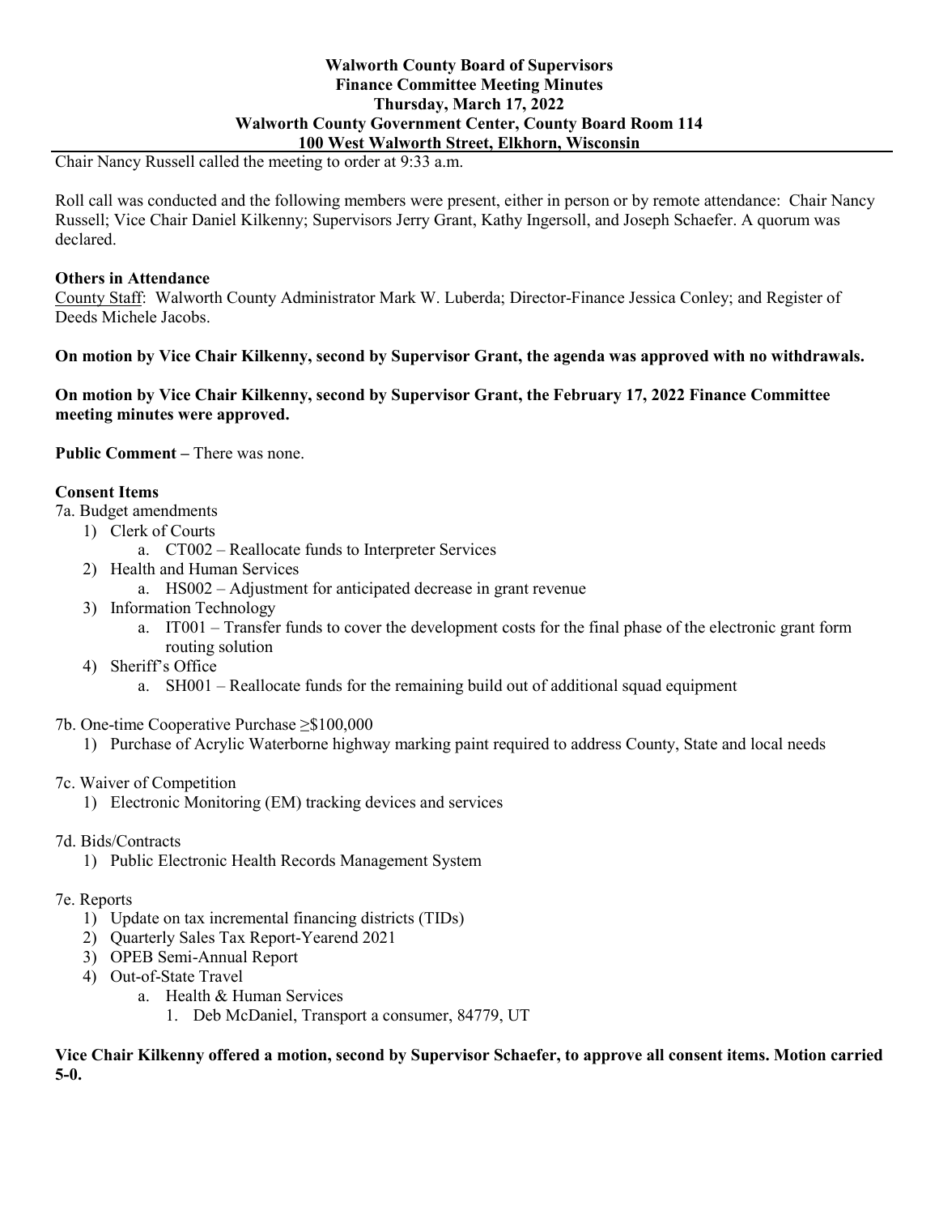**Walworth County Board of Supervisors**
**Finance Committee Meeting Minutes**
**Thursday, March 17, 2022**
**Walworth County Government Center, County Board Room 114**
**100 West Walworth Street, Elkhorn, Wisconsin**

Chair Nancy Russell called the meeting to order at 9:33 a.m.

Roll call was conducted and the following members were present, either in person or by remote attendance: Chair Nancy Russell; Vice Chair Daniel Kilkenny; Supervisors Jerry Grant, Kathy Ingersoll, and Joseph Schaefer. A quorum was declared.

**Others in Attendance**

County Staff: Walworth County Administrator Mark W. Luberda; Director-Finance Jessica Conley; and Register of Deeds Michele Jacobs.

**On motion by Vice Chair Kilkenny, second by Supervisor Grant, the agenda was approved with no withdrawals.**

**On motion by Vice Chair Kilkenny, second by Supervisor Grant, the February 17, 2022 Finance Committee meeting minutes were approved.**

**Public Comment –** There was none.

**Consent Items**

7a. Budget amendments

1) Clerk of Courts
   a. CT002 – Reallocate funds to Interpreter Services
2) Health and Human Services
   a. HS002 – Adjustment for anticipated decrease in grant revenue
3) Information Technology
   a. IT001 – Transfer funds to cover the development costs for the final phase of the electronic grant form routing solution
4) Sheriff's Office
   a. SH001 – Reallocate funds for the remaining build out of additional squad equipment

7b. One-time Cooperative Purchase ≥$100,000

1) Purchase of Acrylic Waterborne highway marking paint required to address County, State and local needs

7c. Waiver of Competition

1) Electronic Monitoring (EM) tracking devices and services

7d. Bids/Contracts

1) Public Electronic Health Records Management System

7e. Reports

1) Update on tax incremental financing districts (TIDs)
2) Quarterly Sales Tax Report-Yearend 2021
3) OPEB Semi-Annual Report
4) Out-of-State Travel
   a. Health & Human Services
      1. Deb McDaniel, Transport a consumer, 84779, UT

**Vice Chair Kilkenny offered a motion, second by Supervisor Schaefer, to approve all consent items. Motion carried 5-0.**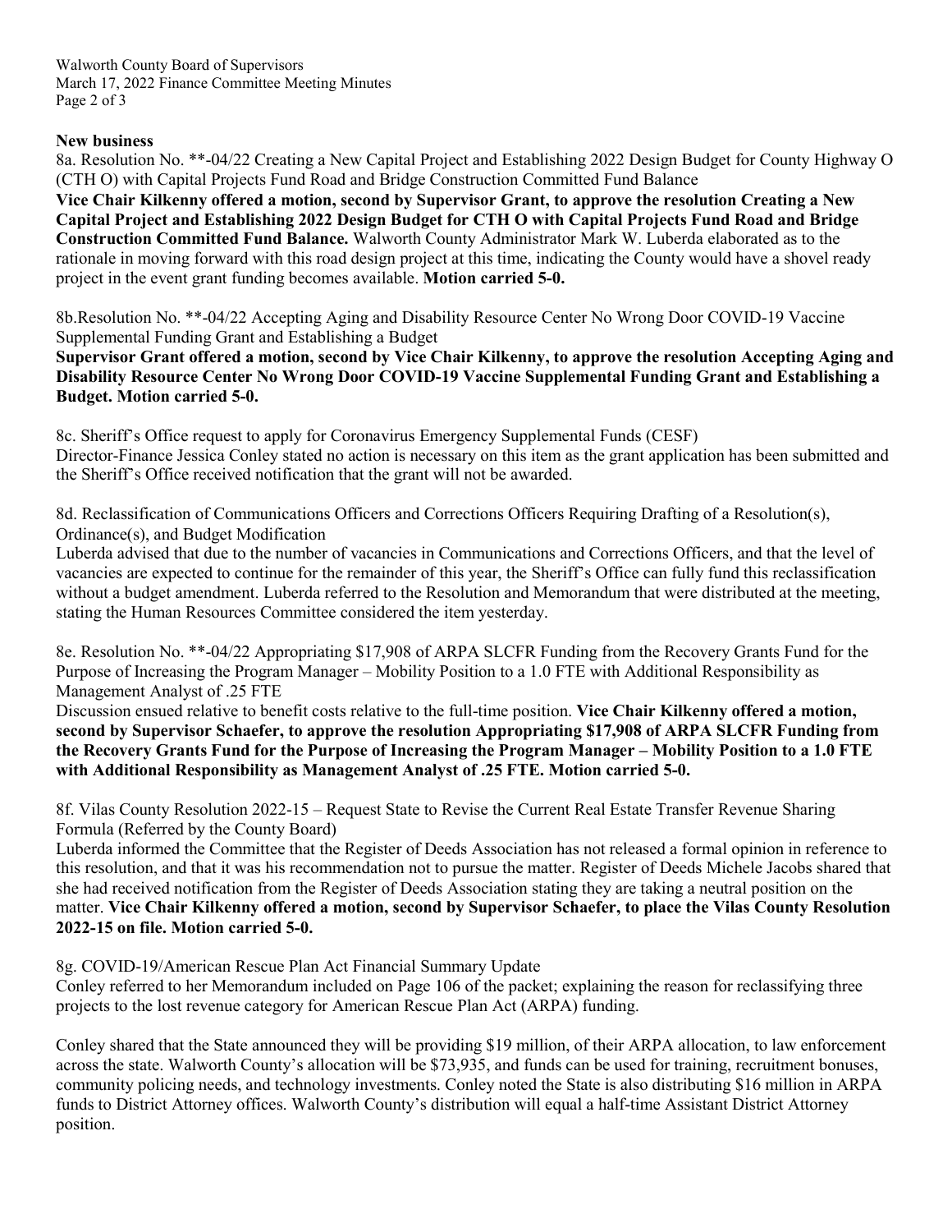**New business**

8a. Resolution No. **-04/22 Creating a New Capital Project and Establishing 2022 Design Budget for County Highway O (CTH O) with Capital Projects Fund Road and Bridge Construction Committed Fund Balance

**Vice Chair Kilkenny offered a motion, second by Supervisor Grant, to approve the resolution Creating a New Capital Project and Establishing 2022 Design Budget for CTH O with Capital Projects Fund Road and Bridge Construction Committed Fund Balance.** Walworth County Administrator Mark W. Luberda elaborated as to the rationale in moving forward with this road design project at this time, indicating the County would have a shovel ready project in the event grant funding becomes available. **Motion carried 5-0.**

8b.Resolution No. **-04/22 Accepting Aging and Disability Resource Center No Wrong Door COVID-19 Vaccine Supplemental Funding Grant and Establishing a Budget

**Supervisor Grant offered a motion, second by Vice Chair Kilkenny, to approve the resolution Accepting Aging and Disability Resource Center No Wrong Door COVID-19 Vaccine Supplemental Funding Grant and Establishing a Budget. Motion carried 5-0.**

8c. Sheriff's Office request to apply for Coronavirus Emergency Supplemental Funds (CESF)

Director-Finance Jessica Conley stated no action is necessary on this item as the grant application has been submitted and the Sheriff's Office received notification that the grant will not be awarded.

8d. Reclassification of Communications Officers and Corrections Officers Requiring Drafting of a Resolution(s), Ordinance(s), and Budget Modification

Luberda advised that due to the number of vacancies in Communications and Corrections Officers, and that the level of vacancies are expected to continue for the remainder of this year, the Sheriff's Office can fully fund this reclassification without a budget amendment. Luberda referred to the Resolution and Memorandum that were distributed at the meeting, stating the Human Resources Committee considered the item yesterday.

8e. Resolution No. **-04/22 Appropriating $17,908 of ARPA SLCFR Funding from the Recovery Grants Fund for the Purpose of Increasing the Program Manager – Mobility Position to a 1.0 FTE with Additional Responsibility as Management Analyst of .25 FTE

Discussion ensued relative to benefit costs relative to the full-time position. **Vice Chair Kilkenny offered a motion, second by Supervisor Schaefer, to approve the resolution Appropriating $17,908 of ARPA SLCFR Funding from the Recovery Grants Fund for the Purpose of Increasing the Program Manager – Mobility Position to a 1.0 FTE with Additional Responsibility as Management Analyst of .25 FTE. Motion carried 5-0.**

8f. Vilas County Resolution 2022-15 – Request State to Revise the Current Real Estate Transfer Revenue Sharing Formula (Referred by the County Board)

Luberda informed the Committee that the Register of Deeds Association has not released a formal opinion in reference to this resolution, and that it was his recommendation not to pursue the matter. Register of Deeds Michele Jacobs shared that she had received notification from the Register of Deeds Association stating they are taking a neutral position on the matter. **Vice Chair Kilkenny offered a motion, second by Supervisor Schaefer, to place the Vilas County Resolution 2022-15 on file. Motion carried 5-0.**

8g. COVID-19/American Rescue Plan Act Financial Summary Update

Conley referred to her Memorandum included on Page 106 of the packet; explaining the reason for reclassifying three projects to the lost revenue category for American Rescue Plan Act (ARPA) funding.

Conley shared that the State announced they will be providing $19 million, of their ARPA allocation, to law enforcement across the state. Walworth County's allocation will be $73,935, and funds can be used for training, recruitment bonuses, community policing needs, and technology investments. Conley noted the State is also distributing $16 million in ARPA funds to District Attorney offices. Walworth County's distribution will equal a half-time Assistant District Attorney position.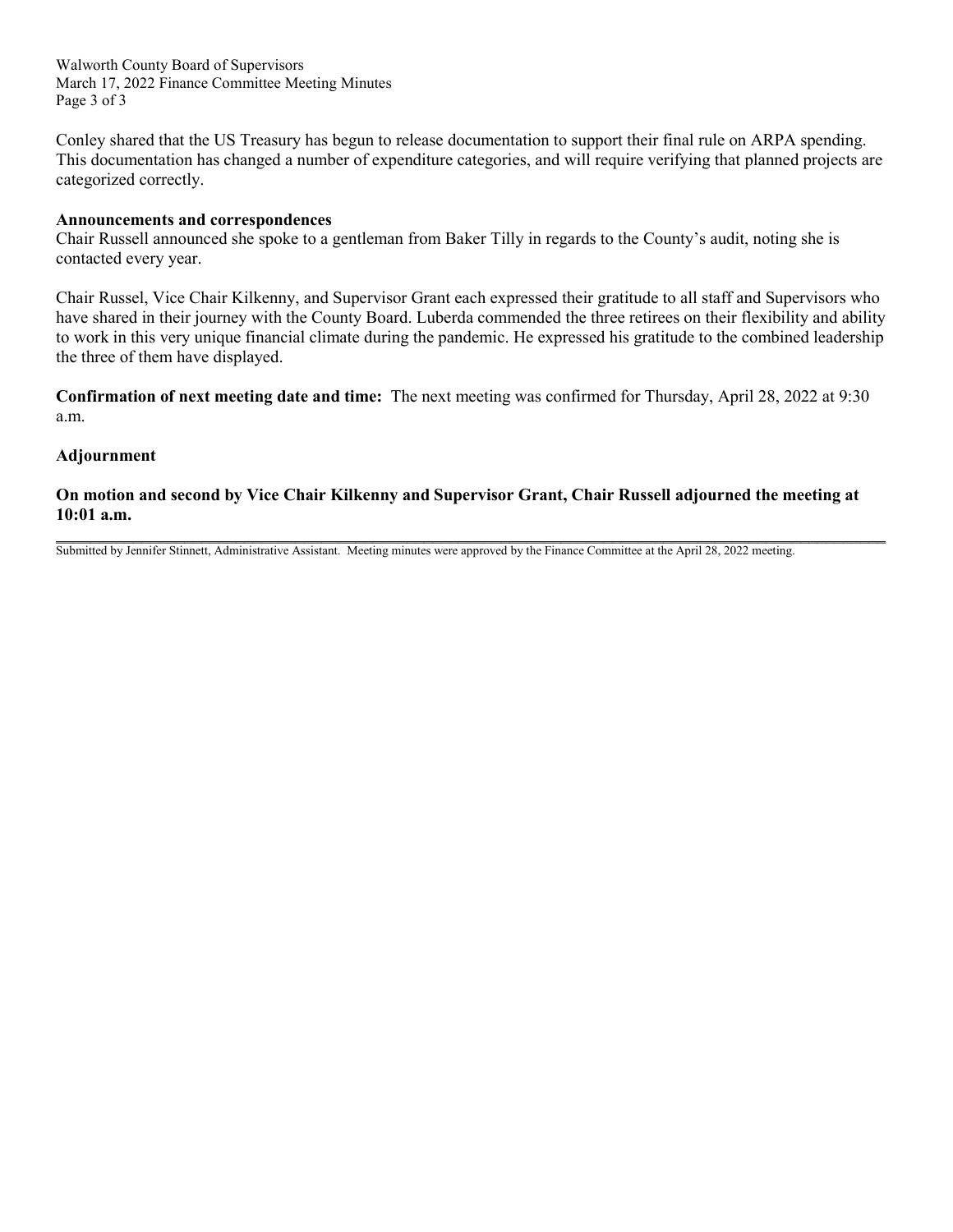Conley shared that the US Treasury has begun to release documentation to support their final rule on ARPA spending. This documentation has changed a number of expenditure categories, and will require verifying that planned projects are categorized correctly.

**Announcements and correspondences**

Chair Russell announced she spoke to a gentleman from Baker Tilly in regards to the County's audit, noting she is contacted every year.

Chair Russel, Vice Chair Kilkenny, and Supervisor Grant each expressed their gratitude to all staff and Supervisors who have shared in their journey with the County Board. Luberda commended the three retirees on their flexibility and ability to work in this very unique financial climate during the pandemic. He expressed his gratitude to the combined leadership the three of them have displayed.

**Confirmation of next meeting date and time:** The next meeting was confirmed for Thursday, April 28, 2022 at 9:30 a.m.

**Adjournment**

**On motion and second by Vice Chair Kilkenny and Supervisor Grant, Chair Russell adjourned the meeting at 10:01 a.m.**

---

Submitted by Jennifer Stinnett, Administrative Assistant. Meeting minutes were approved by the Finance Committee at the April 28, 2022 meeting.